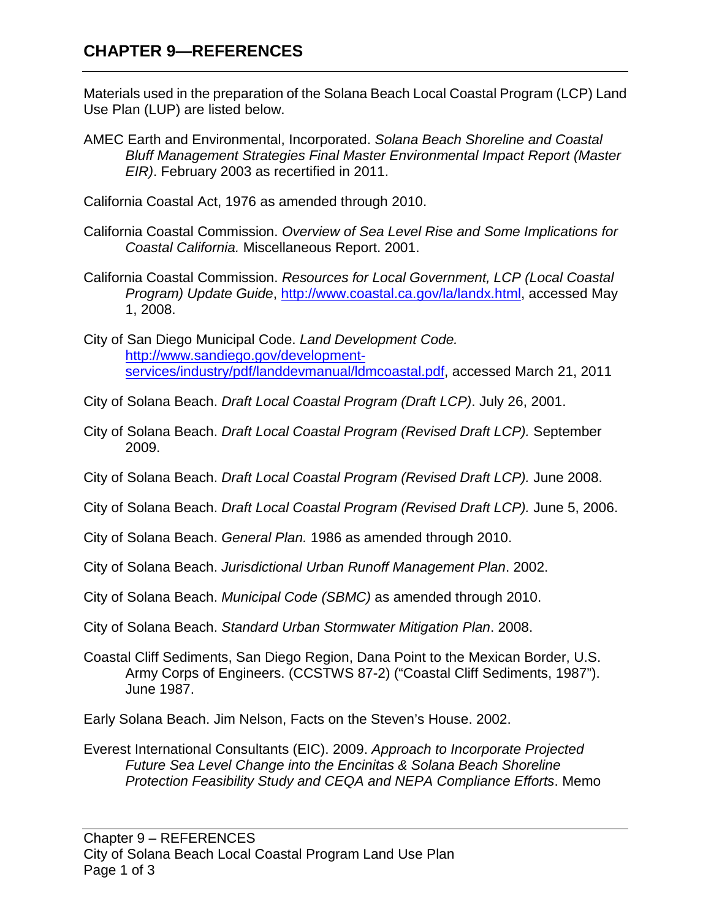# CHAPTER 9—REFERENCES

Materials used in the preparation of the Solana Beach Local Coastal Program (LCP) Land Use Plan (LUP) are listed below.

AMEC Earth and Environmental, Incorporated. *Solana Beach Shoreline and Coastal Bluff Management Strategies Final Master Environmental Impact Report (Master EIR)*. February 2003 as recertified in 2011.

California Coastal Act, 1976 as amended through 2010.

California Coastal Commission. *Overview of Sea Level Rise and Some Implications for Coastal California.* Miscellaneous Report. 2001.

California Coastal Commission. *Resources for Local Government, LCP (Local Coastal Program) Update Guide*, [http://www.coastal.ca.gov/la/landx.html](http://www.coastal.ca.gov/la/landx.html), accessed May 1, 2008.

City of San Diego Municipal Code. *Land Development Code.* [http://www.sandiego.gov/development-services/industry/pdf/landdevmanual/ldmcoastal.pdf](http://www.sandiego.gov/development-services/industry/pdf/landdevmanual/ldmcoastal.pdf), accessed March 21, 2011

City of Solana Beach. *Draft Local Coastal Program (Draft LCP)*. July 26, 2001.

City of Solana Beach. *Draft Local Coastal Program (Revised Draft LCP).* September 2009.

City of Solana Beach. *Draft Local Coastal Program (Revised Draft LCP).* June 2008.

City of Solana Beach. *Draft Local Coastal Program (Revised Draft LCP).* June 5, 2006.

City of Solana Beach. *General Plan.* 1986 as amended through 2010.

City of Solana Beach. *Jurisdictional Urban Runoff Management Plan*. 2002.

City of Solana Beach. *Municipal Code (SBMC)* as amended through 2010.

City of Solana Beach. *Standard Urban Stormwater Mitigation Plan*. 2008.

Coastal Cliff Sediments, San Diego Region, Dana Point to the Mexican Border, U.S. Army Corps of Engineers. (CCSTWS 87-2) ("Coastal Cliff Sediments, 1987"). June 1987.

Early Solana Beach. Jim Nelson, Facts on the Steven's House. 2002.

Everest International Consultants (EIC). 2009. *Approach to Incorporate Projected Future Sea Level Change into the Encinitas & Solana Beach Shoreline Protection Feasibility Study and CEQA and NEPA Compliance Efforts*. Memo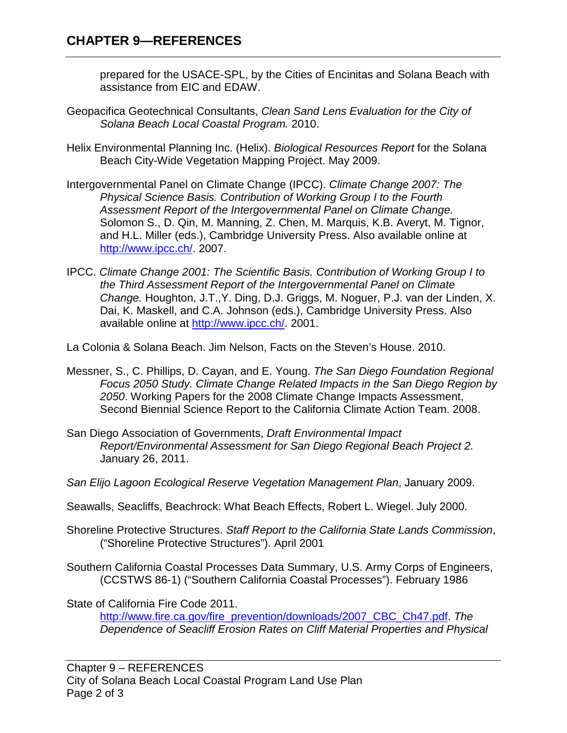prepared for the USACE-SPL, by the Cities of Encinitas and Solana Beach with assistance from EIC and EDAW.

Geopacifica Geotechnical Consultants, *Clean Sand Lens Evaluation for the City of Solana Beach Local Coastal Program.* 2010.

Helix Environmental Planning Inc. (Helix). *Biological Resources Report* for the Solana Beach City-Wide Vegetation Mapping Project. May 2009.

Intergovernmental Panel on Climate Change (IPCC). *Climate Change 2007: The Physical Science Basis. Contribution of Working Group I to the Fourth Assessment Report of the Intergovernmental Panel on Climate Change.* Solomon S., D. Qin, M. Manning, Z. Chen, M. Marquis, K.B. Averyt, M. Tignor, and H.L. Miller (eds.), Cambridge University Press. Also available online at [http://www.ipcc.ch/](http://www.ipcc.ch/). 2007.

IPCC. *Climate Change 2001: The Scientific Basis. Contribution of Working Group I to the Third Assessment Report of the Intergovernmental Panel on Climate Change.* Houghton, J.T.,Y. Ding, D.J. Griggs, M. Noguer, P.J. van der Linden, X. Dai, K. Maskell, and C.A. Johnson (eds.), Cambridge University Press. Also available online at [http://www.ipcc.ch/](http://www.ipcc.ch/). 2001.

La Colonia & Solana Beach. Jim Nelson, Facts on the Steven's House. 2010.

Messner, S., C. Phillips, D. Cayan, and E. Young. *The San Diego Foundation Regional Focus 2050 Study. Climate Change Related Impacts in the San Diego Region by 2050*. Working Papers for the 2008 Climate Change Impacts Assessment, Second Biennial Science Report to the California Climate Action Team. 2008.

San Diego Association of Governments, *Draft Environmental Impact Report/Environmental Assessment for San Diego Regional Beach Project 2.* January 26, 2011.

*San Elijo Lagoon Ecological Reserve Vegetation Management Plan*, January 2009.

Seawalls, Seacliffs, Beachrock: What Beach Effects, Robert L. Wiegel. July 2000.

Shoreline Protective Structures. *Staff Report to the California State Lands Commission*, ("Shoreline Protective Structures"). April 2001

Southern California Coastal Processes Data Summary, U.S. Army Corps of Engineers, (CCSTWS 86-1) ("Southern California Coastal Processes"). February 1986

State of California Fire Code 2011. [http://www.fire.ca.gov/fire_prevention/downloads/2007_CBC_Ch47.pdf](http://www.fire.ca.gov/fire_prevention/downloads/2007_CBC_Ch47.pdf). *The Dependence of Seacliff Erosion Rates on Cliff Material Properties and Physical*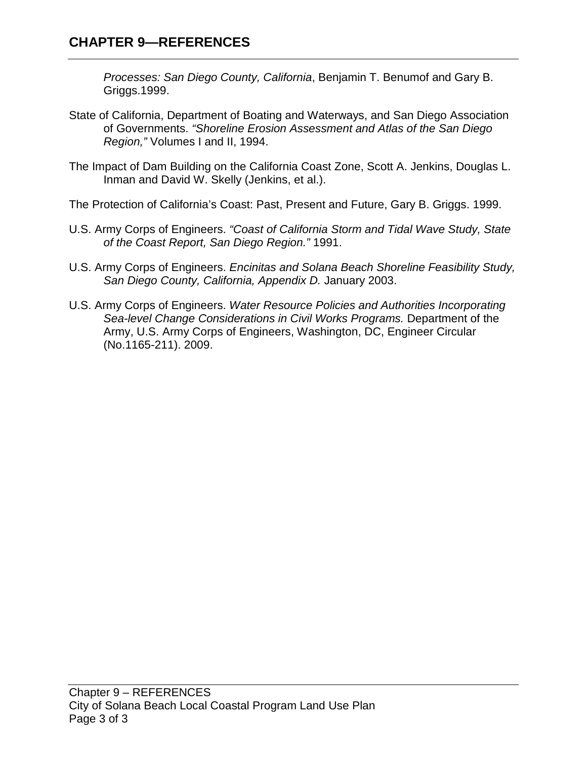# CHAPTER 9—REFERENCES

*Processes: San Diego County, California*, Benjamin T. Benumof and Gary B. Griggs.1999.

State of California, Department of Boating and Waterways, and San Diego Association of Governments. *"Shoreline Erosion Assessment and Atlas of the San Diego Region,"* Volumes I and II, 1994.

The Impact of Dam Building on the California Coast Zone, Scott A. Jenkins, Douglas L. Inman and David W. Skelly (Jenkins, et al.).

The Protection of California's Coast: Past, Present and Future, Gary B. Griggs. 1999.

U.S. Army Corps of Engineers. *"Coast of California Storm and Tidal Wave Study, State of the Coast Report, San Diego Region."* 1991.

U.S. Army Corps of Engineers. *Encinitas and Solana Beach Shoreline Feasibility Study, San Diego County, California, Appendix D.* January 2003.

U.S. Army Corps of Engineers. *Water Resource Policies and Authorities Incorporating Sea-level Change Considerations in Civil Works Programs.* Department of the Army, U.S. Army Corps of Engineers, Washington, DC, Engineer Circular (No.1165-211). 2009.